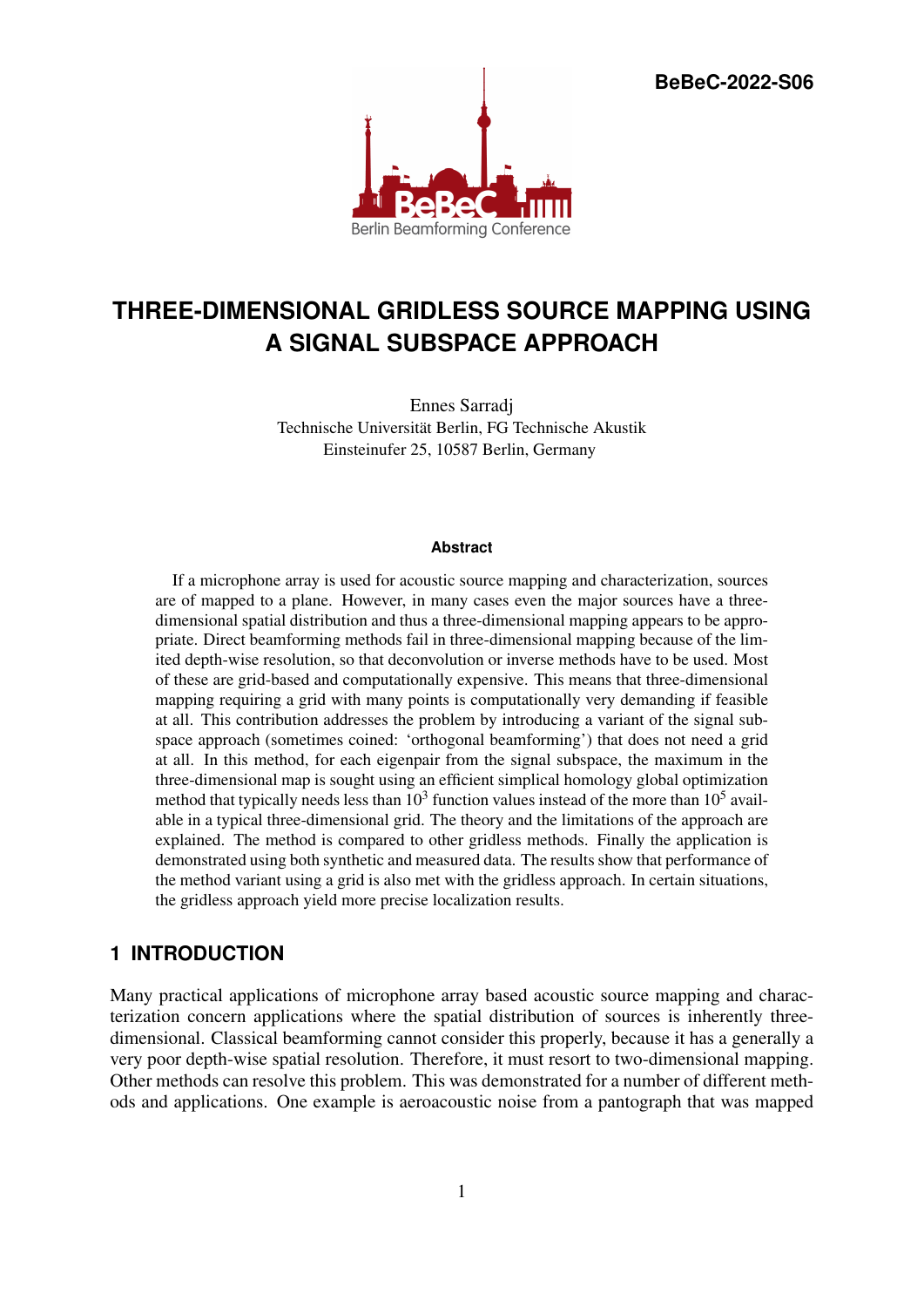BeBeC-2022-S06

# THREE-DIMENSIONAL GRIDLESS SOURCE MAPPING USING A SIGNAL SUBSPACE APPROACH

Ennes Sarradj
Technische Universität Berlin, FG Technische Akustik
Einsteinufer 25, 10587 Berlin, Germany

### Abstract

If a microphone array is used for acoustic source mapping and characterization, sources are of mapped to a plane. However, in many cases even the major sources have a three-dimensional spatial distribution and thus a three-dimensional mapping appears to be appropriate. Direct beamforming methods fail in three-dimensional mapping because of the limited depth-wise resolution, so that deconvolution or inverse methods have to be used. Most of these are grid-based and computationally expensive. This means that three-dimensional mapping requiring a grid with many points is computationally very demanding if feasible at all. This contribution addresses the problem by introducing a variant of the signal subspace approach (sometimes coined: 'orthogonal beamforming') that does not need a grid at all. In this method, for each eigenpair from the signal subspace, the maximum in the three-dimensional map is sought using an efficient simplical homology global optimization method that typically needs less than $10^3$ function values instead of the more than $10^5$ available in a typical three-dimensional grid. The theory and the limitations of the approach are explained. The method is compared to other gridless methods. Finally the application is demonstrated using both synthetic and measured data. The results show that performance of the method variant using a grid is also met with the gridless approach. In certain situations, the gridless approach yield more precise localization results.

## 1 INTRODUCTION

Many practical applications of microphone array based acoustic source mapping and characterization concern applications where the spatial distribution of sources is inherently three-dimensional. Classical beamforming cannot consider this properly, because it has a generally a very poor depth-wise spatial resolution. Therefore, it must resort to two-dimensional mapping. Other methods can resolve this problem. This was demonstrated for a number of different methods and applications. One example is aeroacoustic noise from a pantograph that was mapped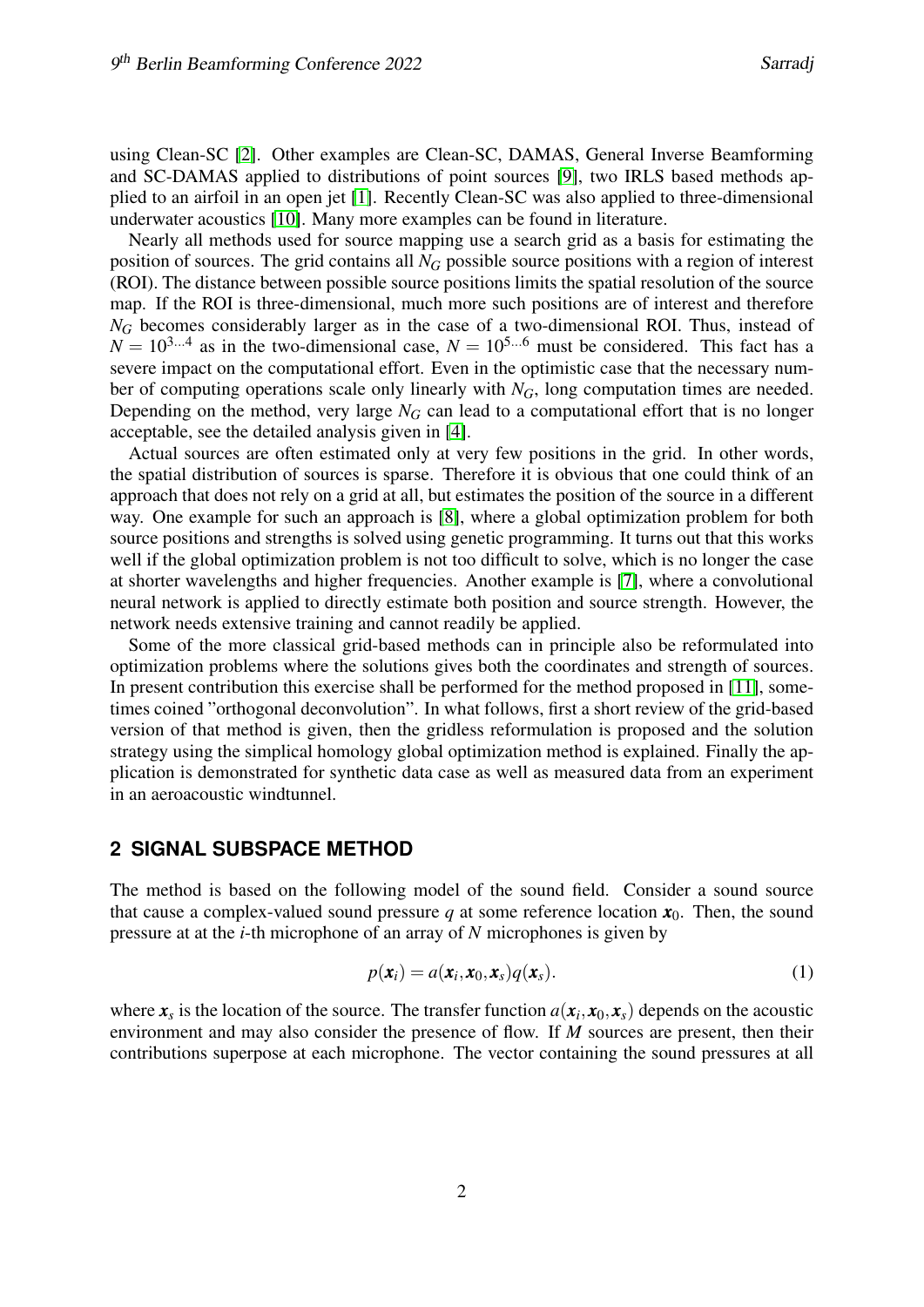using Clean-SC [2]. Other examples are Clean-SC, DAMAS, General Inverse Beamforming and SC-DAMAS applied to distributions of point sources [9], two IRLS based methods applied to an airfoil in an open jet [1]. Recently Clean-SC was also applied to three-dimensional underwater acoustics [10]. Many more examples can be found in literature.

Nearly all methods used for source mapping use a search grid as a basis for estimating the position of sources. The grid contains all $N_G$ possible source positions with a region of interest (ROI). The distance between possible source positions limits the spatial resolution of the source map. If the ROI is three-dimensional, much more such positions are of interest and therefore $N_G$ becomes considerably larger as in the case of a two-dimensional ROI. Thus, instead of $N = 10^{3...4}$ as in the two-dimensional case, $N = 10^{5...6}$ must be considered. This fact has a severe impact on the computational effort. Even in the optimistic case that the necessary number of computing operations scale only linearly with $N_G$, long computation times are needed. Depending on the method, very large $N_G$ can lead to a computational effort that is no longer acceptable, see the detailed analysis given in [4].

Actual sources are often estimated only at very few positions in the grid. In other words, the spatial distribution of sources is sparse. Therefore it is obvious that one could think of an approach that does not rely on a grid at all, but estimates the position of the source in a different way. One example for such an approach is [8], where a global optimization problem for both source positions and strengths is solved using genetic programming. It turns out that this works well if the global optimization problem is not too difficult to solve, which is no longer the case at shorter wavelengths and higher frequencies. Another example is [7], where a convolutional neural network is applied to directly estimate both position and source strength. However, the network needs extensive training and cannot readily be applied.

Some of the more classical grid-based methods can in principle also be reformulated into optimization problems where the solutions gives both the coordinates and strength of sources. In present contribution this exercise shall be performed for the method proposed in [11], sometimes coined "orthogonal deconvolution". In what follows, first a short review of the grid-based version of that method is given, then the gridless reformulation is proposed and the solution strategy using the simplical homology global optimization method is explained. Finally the application is demonstrated for synthetic data case as well as measured data from an experiment in an aeroacoustic windtunnel.

## 2 SIGNAL SUBSPACE METHOD

The method is based on the following model of the sound field. Consider a sound source that cause a complex-valued sound pressure $q$ at some reference location $\boldsymbol{x}_0$. Then, the sound pressure at at the $i$-th microphone of an array of $N$ microphones is given by

$$p(\boldsymbol{x}_i) = a(\boldsymbol{x}_i, \boldsymbol{x}_0, \boldsymbol{x}_s) q(\boldsymbol{x}_s). \tag{1}$$

where $\boldsymbol{x}_s$ is the location of the source. The transfer function $a(\boldsymbol{x}_i, \boldsymbol{x}_0, \boldsymbol{x}_s)$ depends on the acoustic environment and may also consider the presence of flow. If $M$ sources are present, then their contributions superpose at each microphone. The vector containing the sound pressures at all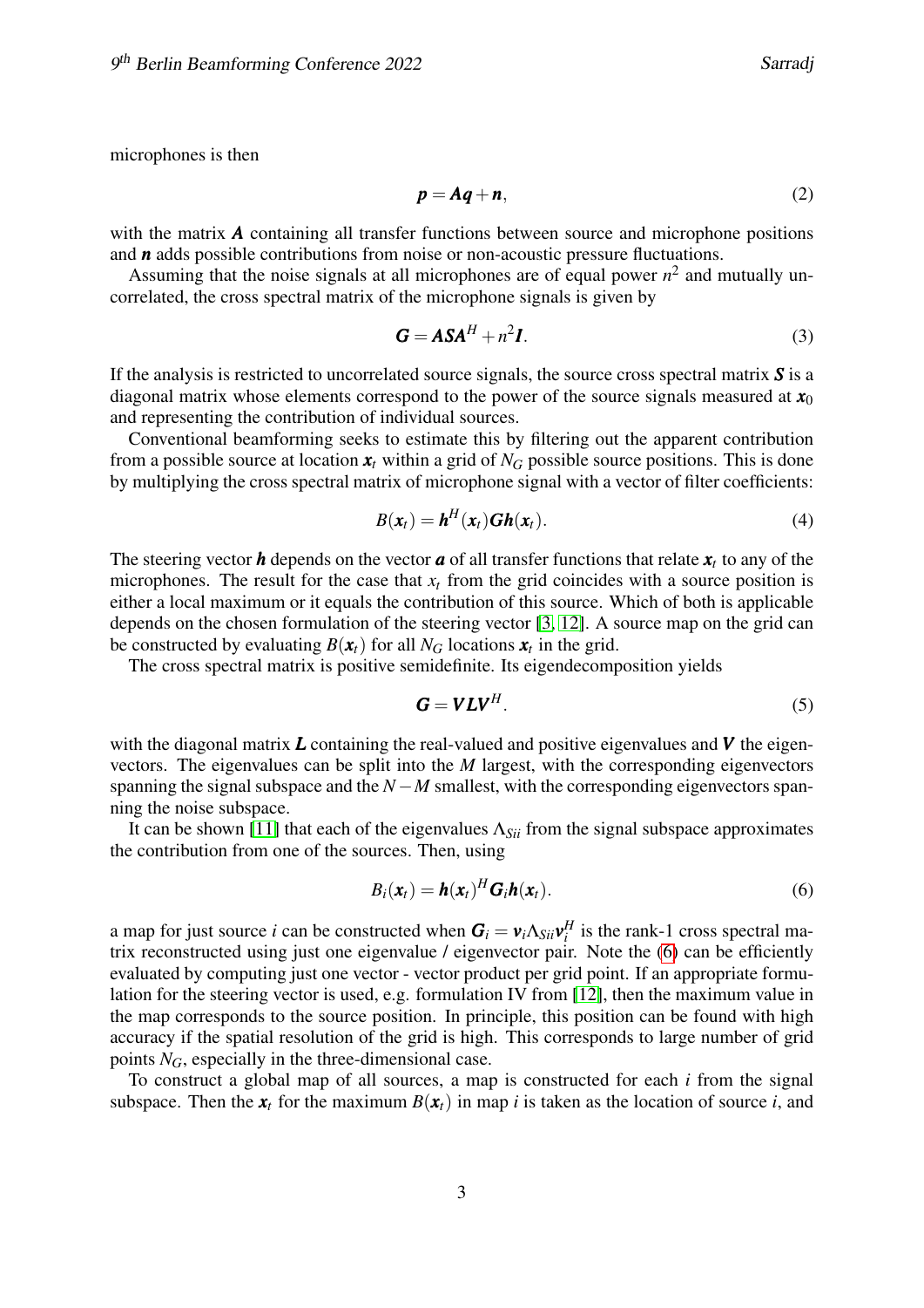microphones is then

$$\boldsymbol{p} = \boldsymbol{A}\boldsymbol{q} + \boldsymbol{n}, \tag{2}$$

with the matrix $\boldsymbol{A}$ containing all transfer functions between source and microphone positions and $\boldsymbol{n}$ adds possible contributions from noise or non-acoustic pressure fluctuations.

Assuming that the noise signals at all microphones are of equal power $n^2$ and mutually uncorrelated, the cross spectral matrix of the microphone signals is given by

$$\boldsymbol{G} = \boldsymbol{A}\boldsymbol{S}\boldsymbol{A}^H + n^2\boldsymbol{I}. \tag{3}$$

If the analysis is restricted to uncorrelated source signals, the source cross spectral matrix $\boldsymbol{S}$ is a diagonal matrix whose elements correspond to the power of the source signals measured at $\boldsymbol{x}_0$ and representing the contribution of individual sources.

Conventional beamforming seeks to estimate this by filtering out the apparent contribution from a possible source at location $\boldsymbol{x}_t$ within a grid of $N_G$ possible source positions. This is done by multiplying the cross spectral matrix of microphone signal with a vector of filter coefficients:

$$B(\boldsymbol{x}_t) = \boldsymbol{h}^H(\boldsymbol{x}_t)\boldsymbol{G}\boldsymbol{h}(\boldsymbol{x}_t). \tag{4}$$

The steering vector $\boldsymbol{h}$ depends on the vector $\boldsymbol{a}$ of all transfer functions that relate $\boldsymbol{x}_t$ to any of the microphones. The result for the case that $x_t$ from the grid coincides with a source position is either a local maximum or it equals the contribution of this source. Which of both is applicable depends on the chosen formulation of the steering vector [3, 12]. A source map on the grid can be constructed by evaluating $B(\boldsymbol{x}_t)$ for all $N_G$ locations $\boldsymbol{x}_t$ in the grid.

The cross spectral matrix is positive semidefinite. Its eigendecomposition yields

$$\boldsymbol{G} = \boldsymbol{V}\boldsymbol{L}\boldsymbol{V}^H. \tag{5}$$

with the diagonal matrix $\boldsymbol{L}$ containing the real-valued and positive eigenvalues and $\boldsymbol{V}$ the eigenvectors. The eigenvalues can be split into the $M$ largest, with the corresponding eigenvectors spanning the signal subspace and the $N-M$ smallest, with the corresponding eigenvectors spanning the noise subspace.

It can be shown [11] that each of the eigenvalues $\Lambda_{Sii}$ from the signal subspace approximates the contribution from one of the sources. Then, using

$$B_i(\boldsymbol{x}_t) = \boldsymbol{h}(\boldsymbol{x}_t)^H\boldsymbol{G}_i\boldsymbol{h}(\boldsymbol{x}_t). \tag{6}$$

a map for just source $i$ can be constructed when $\boldsymbol{G}_i = \boldsymbol{v}_i\Lambda_{Sii}\boldsymbol{v}_i^H$ is the rank-1 cross spectral matrix reconstructed using just one eigenvalue / eigenvector pair. Note the (6) can be efficiently evaluated by computing just one vector - vector product per grid point. If an appropriate formulation for the steering vector is used, e.g. formulation IV from [12], then the maximum value in the map corresponds to the source position. In principle, this position can be found with high accuracy if the spatial resolution of the grid is high. This corresponds to large number of grid points $N_G$, especially in the three-dimensional case.

To construct a global map of all sources, a map is constructed for each $i$ from the signal subspace. Then the $\boldsymbol{x}_t$ for the maximum $B(\boldsymbol{x}_t)$ in map $i$ is taken as the location of source $i$, and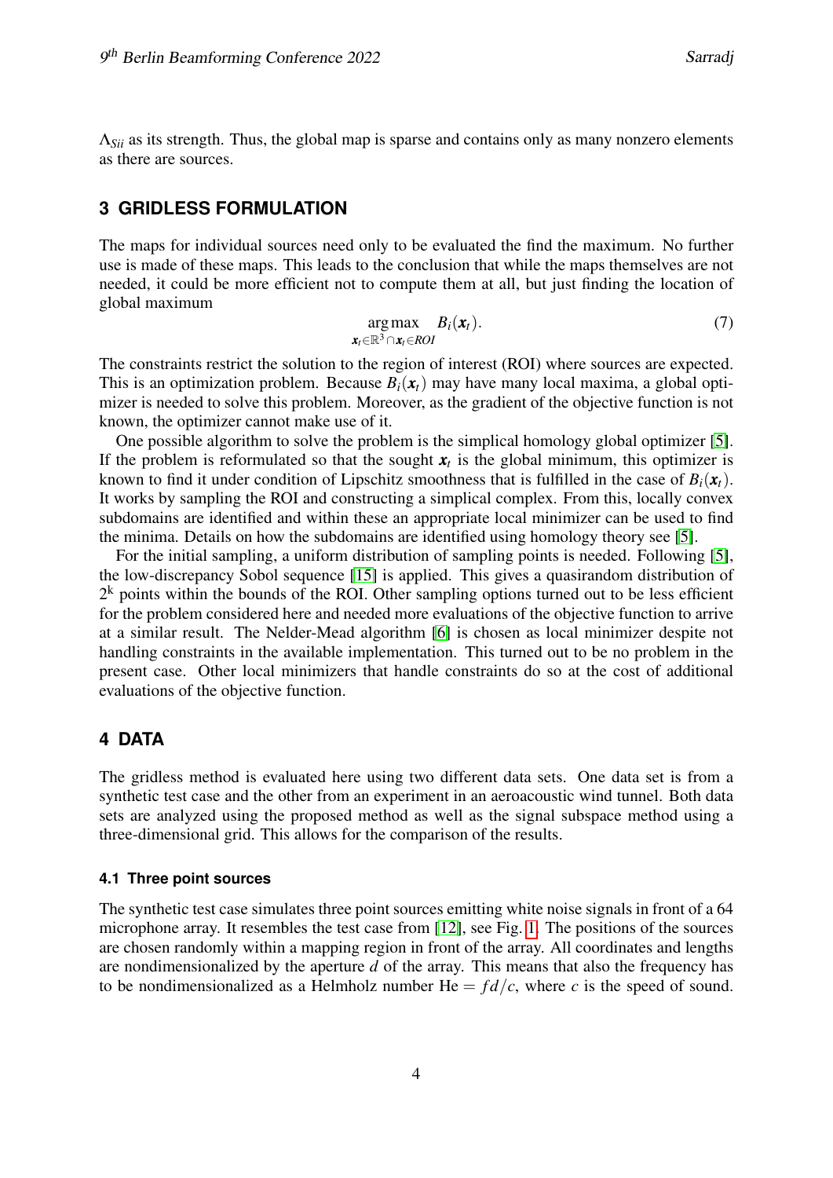$\Lambda_{Sii}$ as its strength. Thus, the global map is sparse and contains only as many nonzero elements as there are sources.

## 3 GRIDLESS FORMULATION

The maps for individual sources need only to be evaluated the find the maximum. No further use is made of these maps. This leads to the conclusion that while the maps themselves are not needed, it could be more efficient not to compute them at all, but just finding the location of global maximum

$$\underset{\boldsymbol{x}_t \in \mathbb{R}^3 \cap \boldsymbol{x}_t \in ROI}{\arg\max} \quad B_i(\boldsymbol{x}_t). \tag{7}$$

The constraints restrict the solution to the region of interest (ROI) where sources are expected. This is an optimization problem. Because $B_i(\boldsymbol{x}_t)$ may have many local maxima, a global optimizer is needed to solve this problem. Moreover, as the gradient of the objective function is not known, the optimizer cannot make use of it.

One possible algorithm to solve the problem is the simplical homology global optimizer [5]. If the problem is reformulated so that the sought $\boldsymbol{x}_t$ is the global minimum, this optimizer is known to find it under condition of Lipschitz smoothness that is fulfilled in the case of $B_i(\boldsymbol{x}_t)$. It works by sampling the ROI and constructing a simplical complex. From this, locally convex subdomains are identified and within these an appropriate local minimizer can be used to find the minima. Details on how the subdomains are identified using homology theory see [5].

For the initial sampling, a uniform distribution of sampling points is needed. Following [5], the low-discrepancy Sobol sequence [15] is applied. This gives a quasirandom distribution of $2^k$ points within the bounds of the ROI. Other sampling options turned out to be less efficient for the problem considered here and needed more evaluations of the objective function to arrive at a similar result. The Nelder-Mead algorithm [6] is chosen as local minimizer despite not handling constraints in the available implementation. This turned out to be no problem in the present case. Other local minimizers that handle constraints do so at the cost of additional evaluations of the objective function.

## 4 DATA

The gridless method is evaluated here using two different data sets. One data set is from a synthetic test case and the other from an experiment in an aeroacoustic wind tunnel. Both data sets are analyzed using the proposed method as well as the signal subspace method using a three-dimensional grid. This allows for the comparison of the results.

### 4.1 Three point sources

The synthetic test case simulates three point sources emitting white noise signals in front of a 64 microphone array. It resembles the test case from [12], see Fig. 1. The positions of the sources are chosen randomly within a mapping region in front of the array. All coordinates and lengths are nondimensionalized by the aperture $d$ of the array. This means that also the frequency has to be nondimensionalized as a Helmholz number $\mathrm{He} = fd/c$, where $c$ is the speed of sound.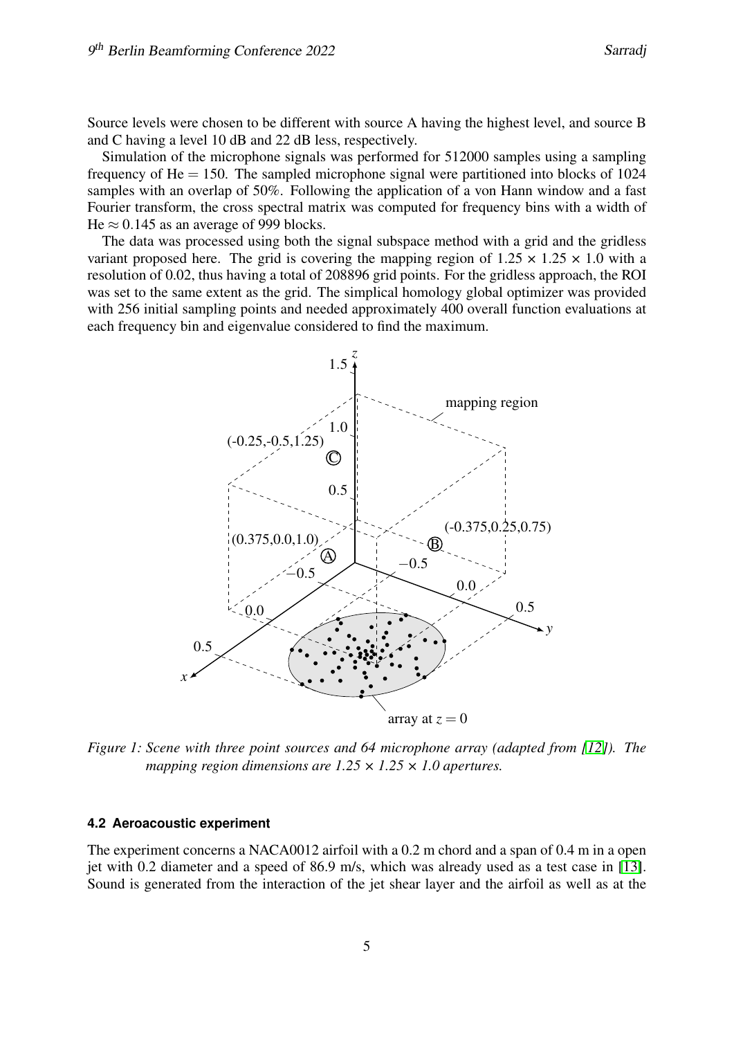Source levels were chosen to be different with source A having the highest level, and source B and C having a level 10 dB and 22 dB less, respectively.

Simulation of the microphone signals was performed for 512000 samples using a sampling frequency of $\mathrm{He} = 150$. The sampled microphone signal were partitioned into blocks of 1024 samples with an overlap of 50%. Following the application of a von Hann window and a fast Fourier transform, the cross spectral matrix was computed for frequency bins with a width of $\mathrm{He} \approx 0.145$ as an average of 999 blocks.

The data was processed using both the signal subspace method with a grid and the gridless variant proposed here. The grid is covering the mapping region of $1.25 \times 1.25 \times 1.0$ with a resolution of 0.02, thus having a total of 208896 grid points. For the gridless approach, the ROI was set to the same extent as the grid. The simplical homology global optimizer was provided with 256 initial sampling points and needed approximately 400 overall function evaluations at each frequency bin and eigenvalue considered to find the maximum.

*Figure 1: Scene with three point sources and 64 microphone array (adapted from [12]). The mapping region dimensions are 1.25 × 1.25 × 1.0 apertures.*

### 4.2 Aeroacoustic experiment

The experiment concerns a NACA0012 airfoil with a 0.2 m chord and a span of 0.4 m in a open jet with 0.2 diameter and a speed of 86.9 m/s, which was already used as a test case in [13]. Sound is generated from the interaction of the jet shear layer and the airfoil as well as at the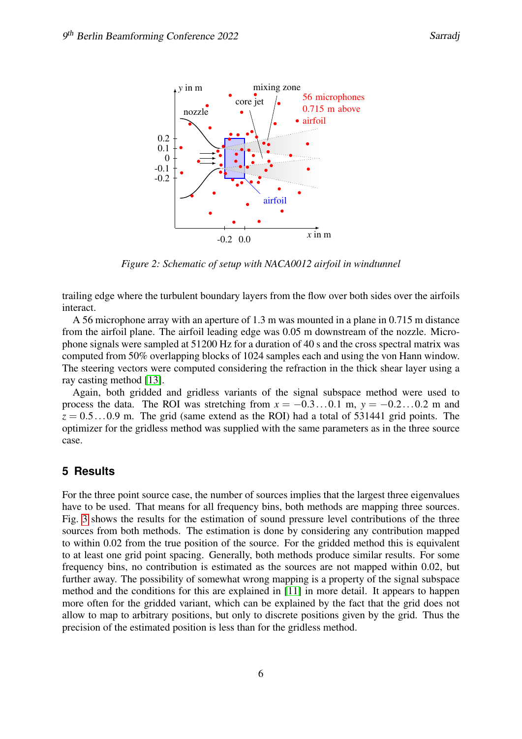*Figure 2: Schematic of setup with NACA0012 airfoil in windtunnel*

trailing edge where the turbulent boundary layers from the flow over both sides over the airfoils interact.

A 56 microphone array with an aperture of 1.3 m was mounted in a plane in 0.715 m distance from the airfoil plane. The airfoil leading edge was 0.05 m downstream of the nozzle. Microphone signals were sampled at 51200 Hz for a duration of 40 s and the cross spectral matrix was computed from 50% overlapping blocks of 1024 samples each and using the von Hann window. The steering vectors were computed considering the refraction in the thick shear layer using a ray casting method [13].

Again, both gridded and gridless variants of the signal subspace method were used to process the data. The ROI was stretching from $x = -0.3 \ldots 0.1$ m, $y = -0.2 \ldots 0.2$ m and $z = 0.5 \ldots 0.9$ m. The grid (same extend as the ROI) had a total of 531441 grid points. The optimizer for the gridless method was supplied with the same parameters as in the three source case.

## 5 Results

For the three point source case, the number of sources implies that the largest three eigenvalues have to be used. That means for all frequency bins, both methods are mapping three sources. Fig. 3 shows the results for the estimation of sound pressure level contributions of the three sources from both methods. The estimation is done by considering any contribution mapped to within 0.02 from the true position of the source. For the gridded method this is equivalent to at least one grid point spacing. Generally, both methods produce similar results. For some frequency bins, no contribution is estimated as the sources are not mapped within 0.02, but further away. The possibility of somewhat wrong mapping is a property of the signal subspace method and the conditions for this are explained in [11] in more detail. It appears to happen more often for the gridded variant, which can be explained by the fact that the grid does not allow to map to arbitrary positions, but only to discrete positions given by the grid. Thus the precision of the estimated position is less than for the gridless method.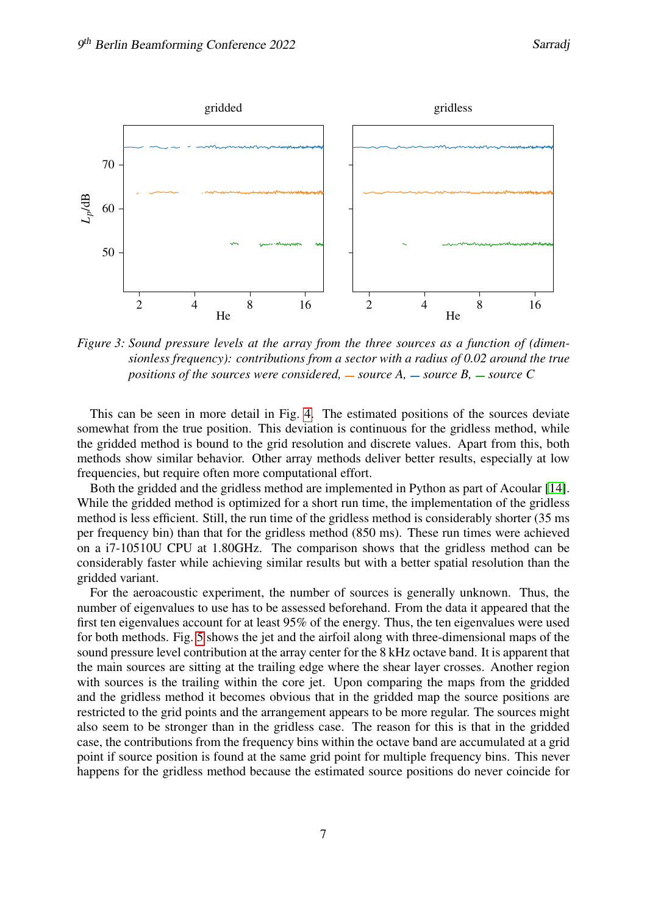*Figure 3: Sound pressure levels at the array from the three sources as a function of (dimensionless frequency): contributions from a sector with a radius of 0.02 around the true positions of the sources were considered, — source A, — source B, — source C*

This can be seen in more detail in Fig. 4. The estimated positions of the sources deviate somewhat from the true position. This deviation is continuous for the gridless method, while the gridded method is bound to the grid resolution and discrete values. Apart from this, both methods show similar behavior. Other array methods deliver better results, especially at low frequencies, but require often more computational effort.

Both the gridded and the gridless method are implemented in Python as part of Acoular [14]. While the gridded method is optimized for a short run time, the implementation of the gridless method is less efficient. Still, the run time of the gridless method is considerably shorter (35 ms per frequency bin) than that for the gridless method (850 ms). These run times were achieved on a i7-10510U CPU at 1.80GHz. The comparison shows that the gridless method can be considerably faster while achieving similar results but with a better spatial resolution than the gridded variant.

For the aeroacoustic experiment, the number of sources is generally unknown. Thus, the number of eigenvalues to use has to be assessed beforehand. From the data it appeared that the first ten eigenvalues account for at least 95% of the energy. Thus, the ten eigenvalues were used for both methods. Fig. 5 shows the jet and the airfoil along with three-dimensional maps of the sound pressure level contribution at the array center for the 8 kHz octave band. It is apparent that the main sources are sitting at the trailing edge where the shear layer crosses. Another region with sources is the trailing within the core jet. Upon comparing the maps from the gridded and the gridless method it becomes obvious that in the gridded map the source positions are restricted to the grid points and the arrangement appears to be more regular. The sources might also seem to be stronger than in the gridless case. The reason for this is that in the gridded case, the contributions from the frequency bins within the octave band are accumulated at a grid point if source position is found at the same grid point for multiple frequency bins. This never happens for the gridless method because the estimated source positions do never coincide for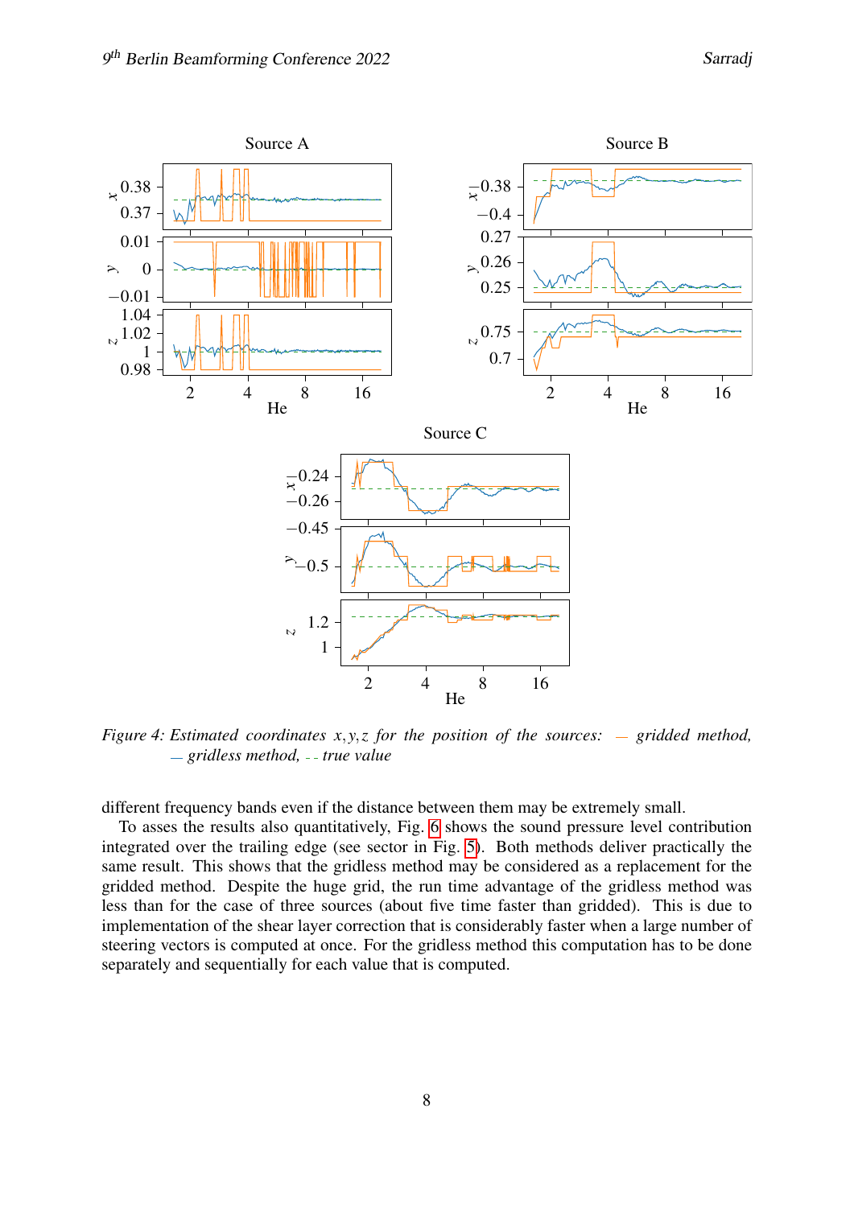*Figure 4: Estimated coordinates $x, y, z$ for the position of the sources: — gridded method, — gridless method, - - true value*

different frequency bands even if the distance between them may be extremely small.

To asses the results also quantitatively, Fig. 6 shows the sound pressure level contribution integrated over the trailing edge (see sector in Fig. 5). Both methods deliver practically the same result. This shows that the gridless method may be considered as a replacement for the gridded method. Despite the huge grid, the run time advantage of the gridless method was less than for the case of three sources (about five time faster than gridded). This is due to implementation of the shear layer correction that is considerably faster when a large number of steering vectors is computed at once. For the gridless method this computation has to be done separately and sequentially for each value that is computed.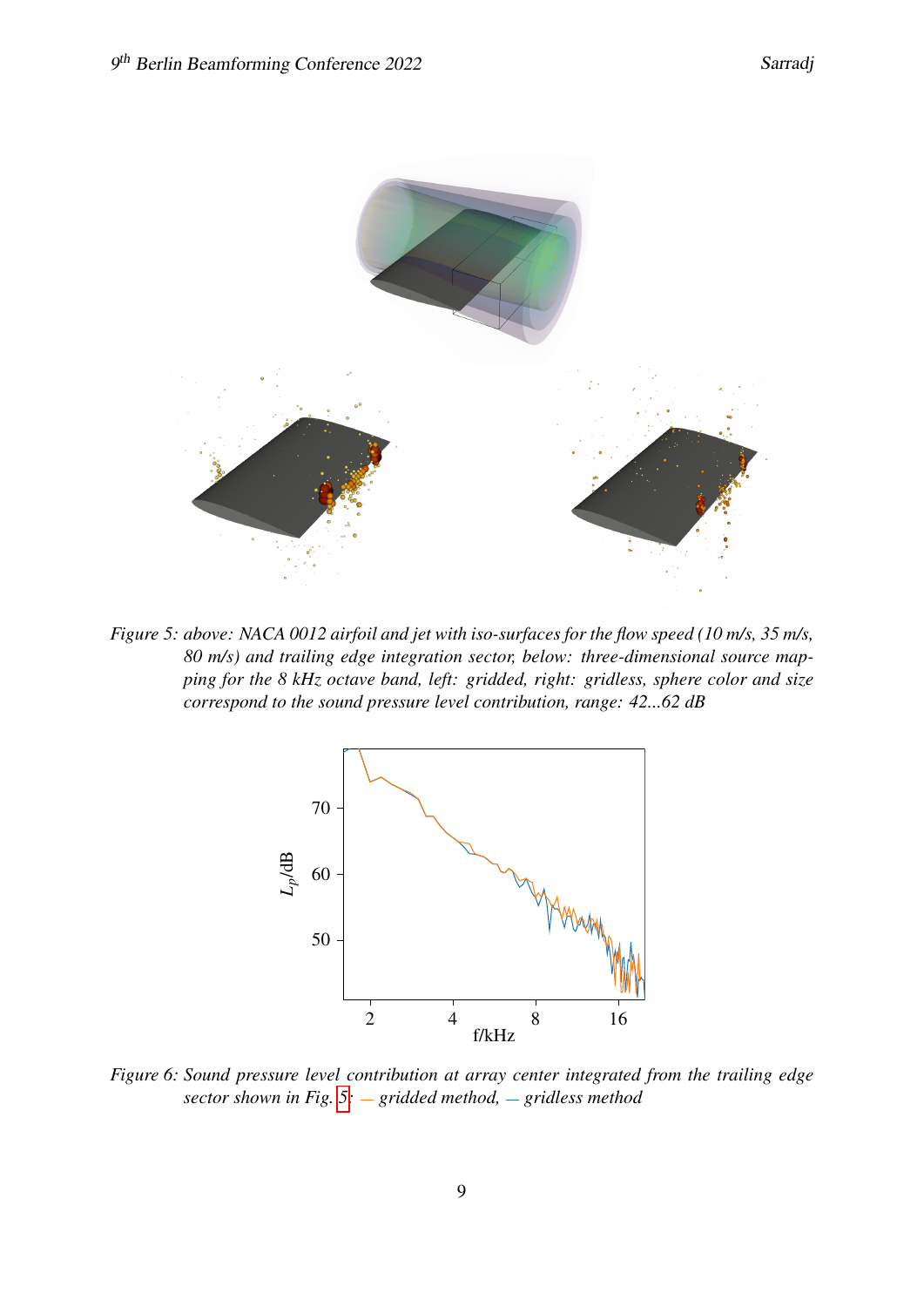Figure 5: above: NACA 0012 airfoil and jet with iso-surfaces for the flow speed (10 m/s, 35 m/s, 80 m/s) and trailing edge integration sector, below: three-dimensional source mapping for the 8 kHz octave band, left: gridded, right: gridless, sphere color and size correspond to the sound pressure level contribution, range: 42...62 dB

Figure 6: Sound pressure level contribution at array center integrated from the trailing edge sector shown in Fig. 5: — gridded method, — gridless method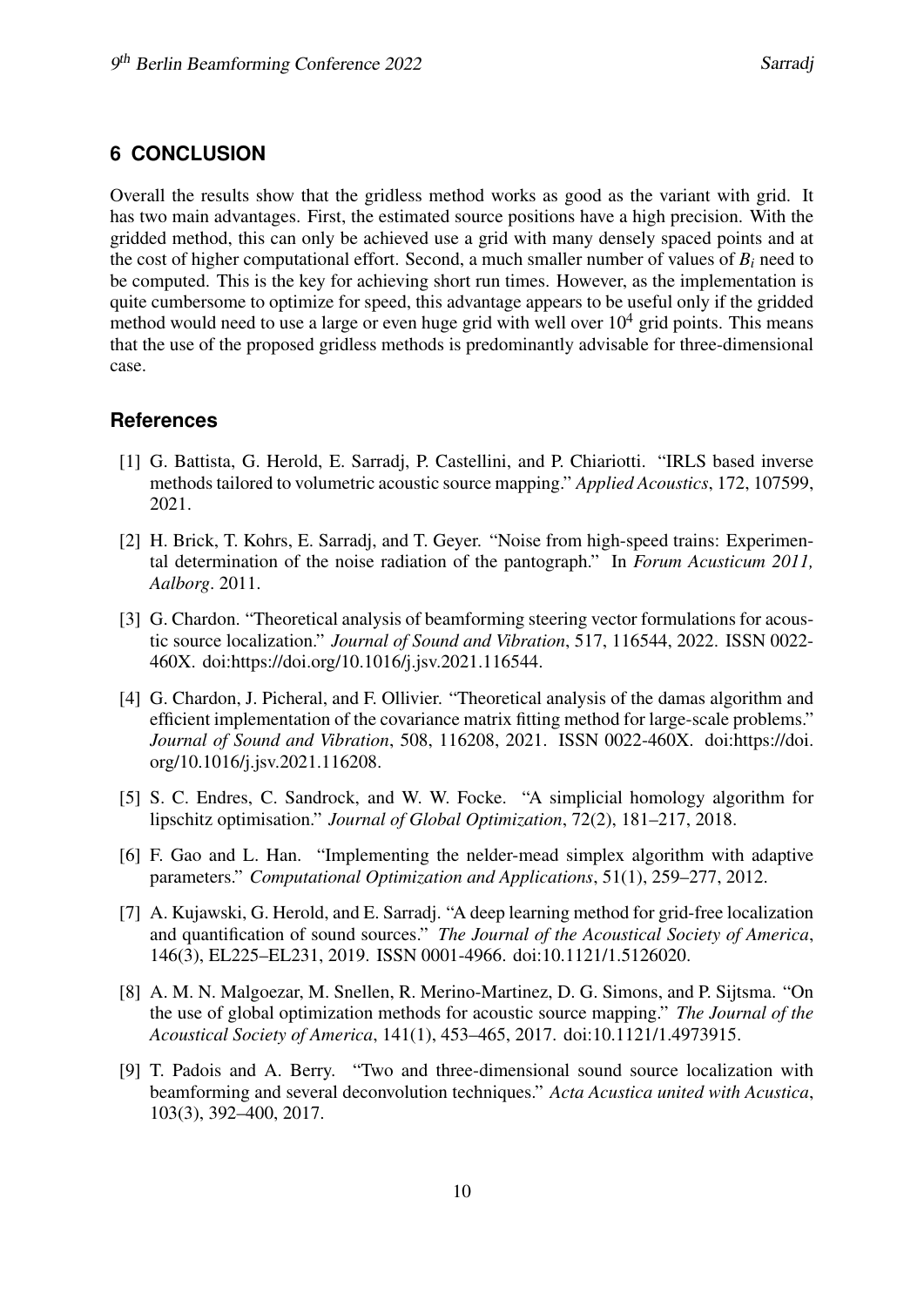## 6 CONCLUSION

Overall the results show that the gridless method works as good as the variant with grid. It has two main advantages. First, the estimated source positions have a high precision. With the gridded method, this can only be achieved use a grid with many densely spaced points and at the cost of higher computational effort. Second, a much smaller number of values of $B_i$ need to be computed. This is the key for achieving short run times. However, as the implementation is quite cumbersome to optimize for speed, this advantage appears to be useful only if the gridded method would need to use a large or even huge grid with well over $10^4$ grid points. This means that the use of the proposed gridless methods is predominantly advisable for three-dimensional case.

## References

[1] G. Battista, G. Herold, E. Sarradj, P. Castellini, and P. Chiariotti. "IRLS based inverse methods tailored to volumetric acoustic source mapping." *Applied Acoustics*, 172, 107599, 2021.

[2] H. Brick, T. Kohrs, E. Sarradj, and T. Geyer. "Noise from high-speed trains: Experimental determination of the noise radiation of the pantograph." In *Forum Acusticum 2011, Aalborg*. 2011.

[3] G. Chardon. "Theoretical analysis of beamforming steering vector formulations for acoustic source localization." *Journal of Sound and Vibration*, 517, 116544, 2022. ISSN 0022-460X. doi:https://doi.org/10.1016/j.jsv.2021.116544.

[4] G. Chardon, J. Picheral, and F. Ollivier. "Theoretical analysis of the damas algorithm and efficient implementation of the covariance matrix fitting method for large-scale problems." *Journal of Sound and Vibration*, 508, 116208, 2021. ISSN 0022-460X. doi:https://doi.org/10.1016/j.jsv.2021.116208.

[5] S. C. Endres, C. Sandrock, and W. W. Focke. "A simplicial homology algorithm for lipschitz optimisation." *Journal of Global Optimization*, 72(2), 181–217, 2018.

[6] F. Gao and L. Han. "Implementing the nelder-mead simplex algorithm with adaptive parameters." *Computational Optimization and Applications*, 51(1), 259–277, 2012.

[7] A. Kujawski, G. Herold, and E. Sarradj. "A deep learning method for grid-free localization and quantification of sound sources." *The Journal of the Acoustical Society of America*, 146(3), EL225–EL231, 2019. ISSN 0001-4966. doi:10.1121/1.5126020.

[8] A. M. N. Malgoezar, M. Snellen, R. Merino-Martinez, D. G. Simons, and P. Sijtsma. "On the use of global optimization methods for acoustic source mapping." *The Journal of the Acoustical Society of America*, 141(1), 453–465, 2017. doi:10.1121/1.4973915.

[9] T. Padois and A. Berry. "Two and three-dimensional sound source localization with beamforming and several deconvolution techniques." *Acta Acustica united with Acustica*, 103(3), 392–400, 2017.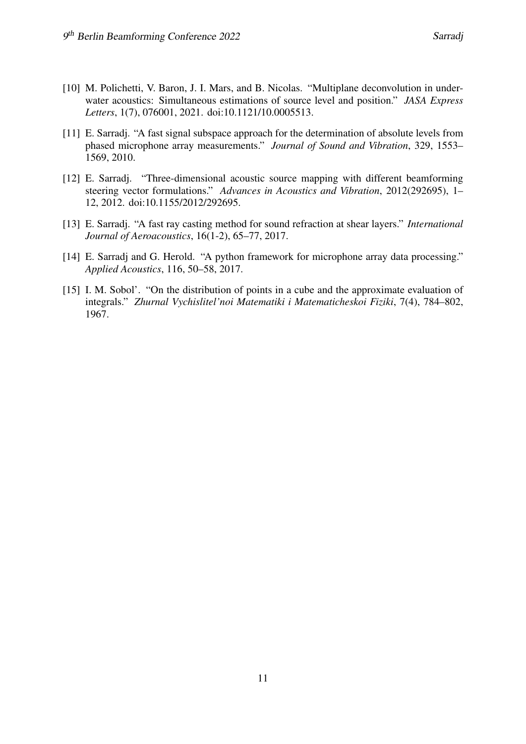[10] M. Polichetti, V. Baron, J. I. Mars, and B. Nicolas. "Multiplane deconvolution in underwater acoustics: Simultaneous estimations of source level and position." *JASA Express Letters*, 1(7), 076001, 2021. doi:10.1121/10.0005513.

[11] E. Sarradj. "A fast signal subspace approach for the determination of absolute levels from phased microphone array measurements." *Journal of Sound and Vibration*, 329, 1553–1569, 2010.

[12] E. Sarradj. "Three-dimensional acoustic source mapping with different beamforming steering vector formulations." *Advances in Acoustics and Vibration*, 2012(292695), 1–12, 2012. doi:10.1155/2012/292695.

[13] E. Sarradj. "A fast ray casting method for sound refraction at shear layers." *International Journal of Aeroacoustics*, 16(1-2), 65–77, 2017.

[14] E. Sarradj and G. Herold. "A python framework for microphone array data processing." *Applied Acoustics*, 116, 50–58, 2017.

[15] I. M. Sobol'. "On the distribution of points in a cube and the approximate evaluation of integrals." *Zhurnal Vychislitel'noi Matematiki i Matematicheskoi Fiziki*, 7(4), 784–802, 1967.